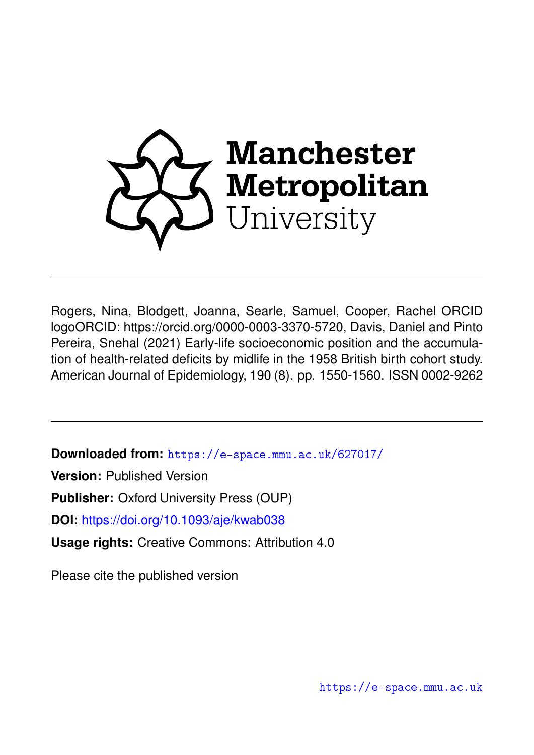Manchester Metropolitan University

Rogers, Nina, Blodgett, Joanna, Searle, Samuel, Cooper, Rachel ORCID logoORCID: https://orcid.org/0000-0003-3370-5720, Davis, Daniel and Pinto Pereira, Snehal (2021) Early-life socioeconomic position and the accumulation of health-related deficits by midlife in the 1958 British birth cohort study. American Journal of Epidemiology, 190 (8). pp. 1550-1560. ISSN 0002-9262

**Downloaded from:** https://e-space.mmu.ac.uk/627017/

**Version:** Published Version

**Publisher:** Oxford University Press (OUP)

**DOI:** https://doi.org/10.1093/aje/kwab038

**Usage rights:** Creative Commons: Attribution 4.0

Please cite the published version

https://e-space.mmu.ac.uk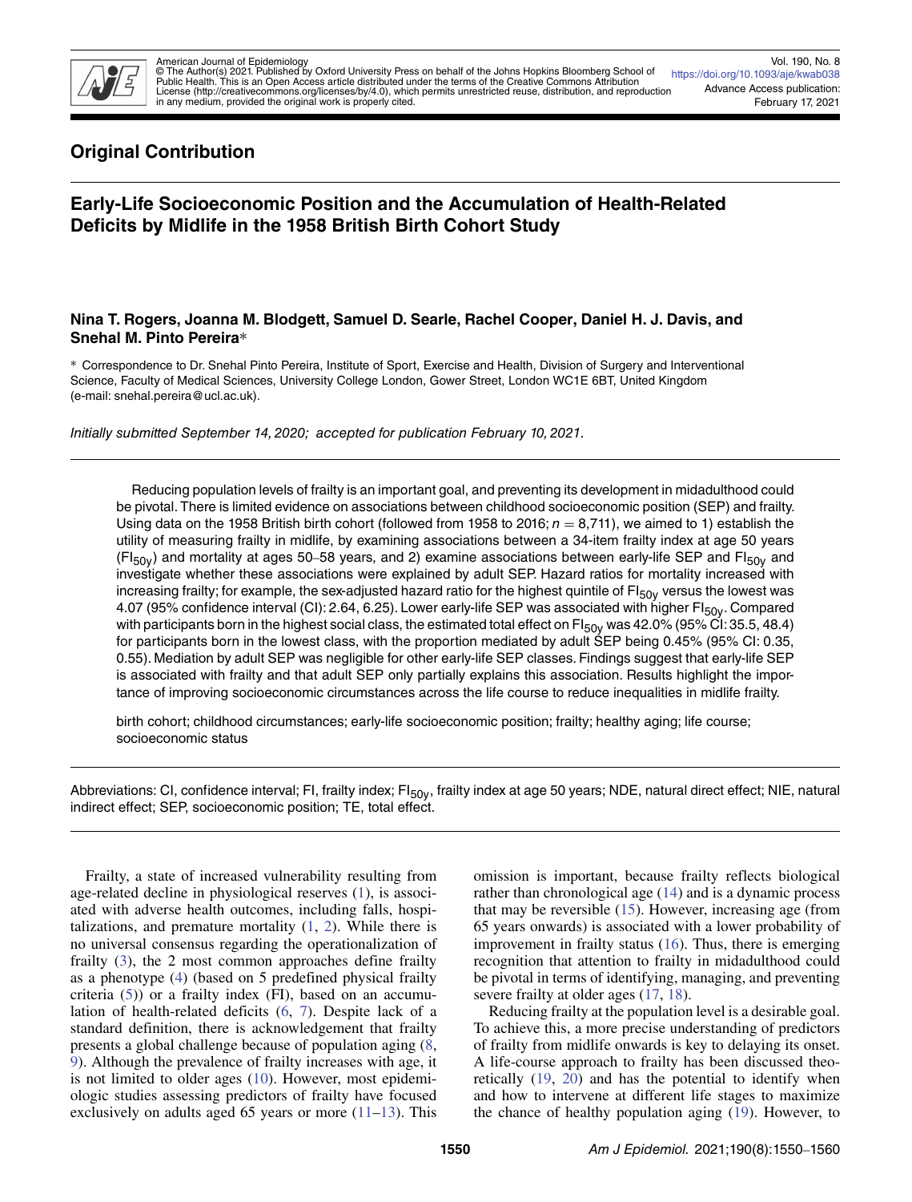## Original Contribution

# Early-Life Socioeconomic Position and the Accumulation of Health-Related Deficits by Midlife in the 1958 British Birth Cohort Study

**Nina T. Rogers, Joanna M. Blodgett, Samuel D. Searle, Rachel Cooper, Daniel H. J. Davis, and Snehal M. Pinto Pereira***

\* Correspondence to Dr. Snehal Pinto Pereira, Institute of Sport, Exercise and Health, Division of Surgery and Interventional Science, Faculty of Medical Sciences, University College London, Gower Street, London WC1E 6BT, United Kingdom (e-mail: snehal.pereira@ucl.ac.uk).

*Initially submitted September 14, 2020; accepted for publication February 10, 2021.*

Reducing population levels of frailty is an important goal, and preventing its development in midadulthood could be pivotal. There is limited evidence on associations between childhood socioeconomic position (SEP) and frailty. Using data on the 1958 British birth cohort (followed from 1958 to 2016; $n = 8,711$), we aimed to 1) establish the utility of measuring frailty in midlife, by examining associations between a 34-item frailty index at age 50 years ($FI_{50y}$) and mortality at ages 50–58 years, and 2) examine associations between early-life SEP and $FI_{50y}$ and investigate whether these associations were explained by adult SEP. Hazard ratios for mortality increased with increasing frailty; for example, the sex-adjusted hazard ratio for the highest quintile of $FI_{50y}$ versus the lowest was 4.07 (95% confidence interval (CI): 2.64, 6.25). Lower early-life SEP was associated with higher $FI_{50y}$. Compared with participants born in the highest social class, the estimated total effect on $FI_{50y}$ was 42.0% (95% CI: 35.5, 48.4) for participants born in the lowest class, with the proportion mediated by adult SEP being 0.45% (95% CI: 0.35, 0.55). Mediation by adult SEP was negligible for other early-life SEP classes. Findings suggest that early-life SEP is associated with frailty and that adult SEP only partially explains this association. Results highlight the importance of improving socioeconomic circumstances across the life course to reduce inequalities in midlife frailty.

birth cohort; childhood circumstances; early-life socioeconomic position; frailty; healthy aging; life course; socioeconomic status

Abbreviations: CI, confidence interval; FI, frailty index; $FI_{50y}$, frailty index at age 50 years; NDE, natural direct effect; NIE, natural indirect effect; SEP, socioeconomic position; TE, total effect.

Frailty, a state of increased vulnerability resulting from age-related decline in physiological reserves (1), is associated with adverse health outcomes, including falls, hospitalizations, and premature mortality (1, 2). While there is no universal consensus regarding the operationalization of frailty (3), the 2 most common approaches define frailty as a phenotype (4) (based on 5 predefined physical frailty criteria (5)) or a frailty index (FI), based on an accumulation of health-related deficits (6, 7). Despite lack of a standard definition, there is acknowledgement that frailty presents a global challenge because of population aging (8, 9). Although the prevalence of frailty increases with age, it is not limited to older ages (10). However, most epidemiologic studies assessing predictors of frailty have focused exclusively on adults aged 65 years or more (11–13). This omission is important, because frailty reflects biological rather than chronological age (14) and is a dynamic process that may be reversible (15). However, increasing age (from 65 years onwards) is associated with a lower probability of improvement in frailty status (16). Thus, there is emerging recognition that attention to frailty in midadulthood could be pivotal in terms of identifying, managing, and preventing severe frailty at older ages (17, 18).

Reducing frailty at the population level is a desirable goal. To achieve this, a more precise understanding of predictors of frailty from midlife onwards is key to delaying its onset. A life-course approach to frailty has been discussed theoretically (19, 20) and has the potential to identify when and how to intervene at different life stages to maximize the chance of healthy population aging (19). However, to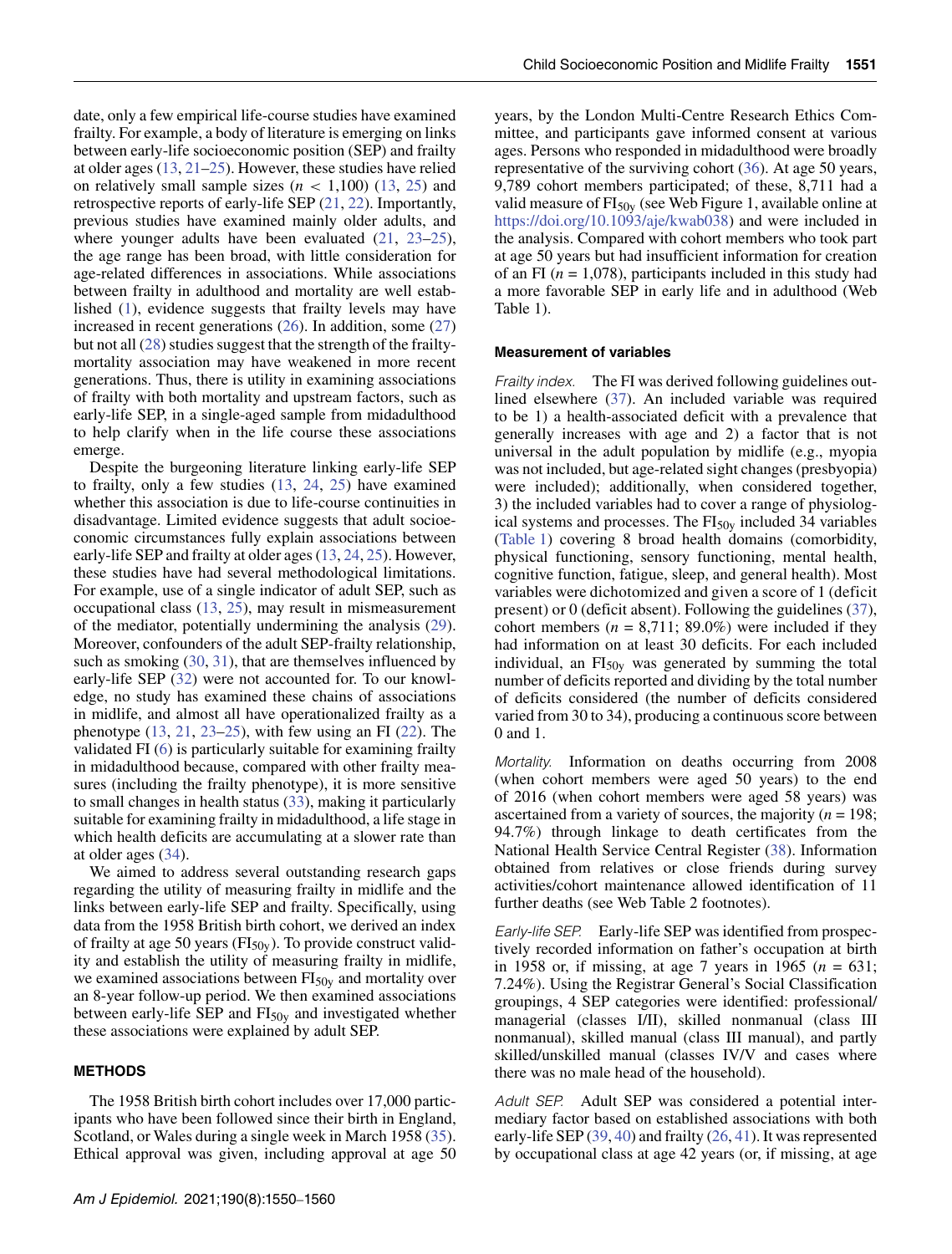date, only a few empirical life-course studies have examined frailty. For example, a body of literature is emerging on links between early-life socioeconomic position (SEP) and frailty at older ages (13, 21–25). However, these studies have relied on relatively small sample sizes ($n$ < 1,100) (13, 25) and retrospective reports of early-life SEP (21, 22). Importantly, previous studies have examined mainly older adults, and where younger adults have been evaluated (21, 23–25), the age range has been broad, with little consideration for age-related differences in associations. While associations between frailty in adulthood and mortality are well established (1), evidence suggests that frailty levels may have increased in recent generations (26). In addition, some (27) but not all (28) studies suggest that the strength of the frailty-mortality association may have weakened in more recent generations. Thus, there is utility in examining associations of frailty with both mortality and upstream factors, such as early-life SEP, in a single-aged sample from midadulthood to help clarify when in the life course these associations emerge.

Despite the burgeoning literature linking early-life SEP to frailty, only a few studies (13, 24, 25) have examined whether this association is due to life-course continuities in disadvantage. Limited evidence suggests that adult socioeconomic circumstances fully explain associations between early-life SEP and frailty at older ages (13, 24, 25). However, these studies have had several methodological limitations. For example, use of a single indicator of adult SEP, such as occupational class (13, 25), may result in mismeasurement of the mediator, potentially undermining the analysis (29). Moreover, confounders of the adult SEP-frailty relationship, such as smoking (30, 31), that are themselves influenced by early-life SEP (32) were not accounted for. To our knowledge, no study has examined these chains of associations in midlife, and almost all have operationalized frailty as a phenotype (13, 21, 23–25), with few using an FI (22). The validated FI (6) is particularly suitable for examining frailty in midadulthood because, compared with other frailty measures (including the frailty phenotype), it is more sensitive to small changes in health status (33), making it particularly suitable for examining frailty in midadulthood, a life stage in which health deficits are accumulating at a slower rate than at older ages (34).

We aimed to address several outstanding research gaps regarding the utility of measuring frailty in midlife and the links between early-life SEP and frailty. Specifically, using data from the 1958 British birth cohort, we derived an index of frailty at age 50 years ($FI_{50y}$). To provide construct validity and establish the utility of measuring frailty in midlife, we examined associations between $FI_{50y}$ and mortality over an 8-year follow-up period. We then examined associations between early-life SEP and $FI_{50y}$ and investigated whether these associations were explained by adult SEP.

## METHODS

The 1958 British birth cohort includes over 17,000 participants who have been followed since their birth in England, Scotland, or Wales during a single week in March 1958 (35). Ethical approval was given, including approval at age 50 years, by the London Multi-Centre Research Ethics Committee, and participants gave informed consent at various ages. Persons who responded in midadulthood were broadly representative of the surviving cohort (36). At age 50 years, 9,789 cohort members participated; of these, 8,711 had a valid measure of $FI_{50y}$ (see Web Figure 1, available online at https://doi.org/10.1093/aje/kwab038) and were included in the analysis. Compared with cohort members who took part at age 50 years but had insufficient information for creation of an FI ($n$ = 1,078), participants included in this study had a more favorable SEP in early life and in adulthood (Web Table 1).

### Measurement of variables

*Frailty index.* The FI was derived following guidelines outlined elsewhere (37). An included variable was required to be 1) a health-associated deficit with a prevalence that generally increases with age and 2) a factor that is not universal in the adult population by midlife (e.g., myopia was not included, but age-related sight changes (presbyopia) were included); additionally, when considered together, 3) the included variables had to cover a range of physiological systems and processes. The $FI_{50y}$ included 34 variables (Table 1) covering 8 broad health domains (comorbidity, physical functioning, sensory functioning, mental health, cognitive function, fatigue, sleep, and general health). Most variables were dichotomized and given a score of 1 (deficit present) or 0 (deficit absent). Following the guidelines (37), cohort members ($n$ = 8,711; 89.0%) were included if they had information on at least 30 deficits. For each included individual, an $FI_{50y}$ was generated by summing the total number of deficits reported and dividing by the total number of deficits considered (the number of deficits considered varied from 30 to 34), producing a continuous score between 0 and 1.

*Mortality.* Information on deaths occurring from 2008 (when cohort members were aged 50 years) to the end of 2016 (when cohort members were aged 58 years) was ascertained from a variety of sources, the majority ($n$ = 198; 94.7%) through linkage to death certificates from the National Health Service Central Register (38). Information obtained from relatives or close friends during survey activities/cohort maintenance allowed identification of 11 further deaths (see Web Table 2 footnotes).

*Early-life SEP.* Early-life SEP was identified from prospectively recorded information on father's occupation at birth in 1958 or, if missing, at age 7 years in 1965 ($n$ = 631; 7.24%). Using the Registrar General's Social Classification groupings, 4 SEP categories were identified: professional/managerial (classes I/II), skilled nonmanual (class III nonmanual), skilled manual (class III manual), and partly skilled/unskilled manual (classes IV/V and cases where there was no male head of the household).

*Adult SEP.* Adult SEP was considered a potential intermediary factor based on established associations with both early-life SEP (39, 40) and frailty (26, 41). It was represented by occupational class at age 42 years (or, if missing, at age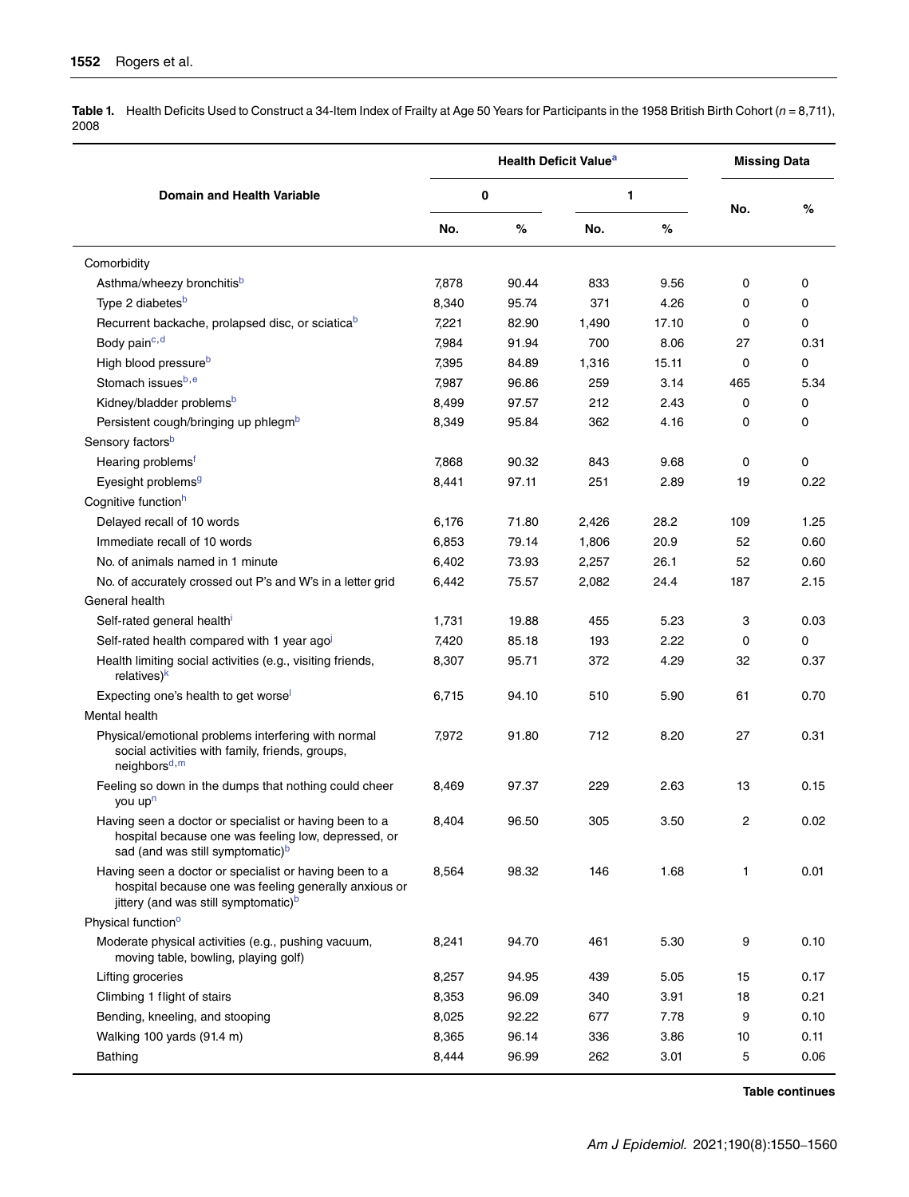**Table 1.** Health Deficits Used to Construct a 34-Item Index of Frailty at Age 50 Years for Participants in the 1958 British Birth Cohort ($n = 8{,}711$), 2008

| Domain and Health Variable | Health Deficit Value[a] | | | | Missing Data | |
|---|---|---|---|---|---|---|
| | 0 | | 1 | | | |
| | No. | % | No. | % | No. | % |
| Comorbidity | | | | | | |
| Asthma/wheezy bronchitis[b] | 7,878 | 90.44 | 833 | 9.56 | 0 | 0 |
| Type 2 diabetes[b] | 8,340 | 95.74 | 371 | 4.26 | 0 | 0 |
| Recurrent backache, prolapsed disc, or sciatica[b] | 7,221 | 82.90 | 1,490 | 17.10 | 0 | 0 |
| Body pain[c,d] | 7,984 | 91.94 | 700 | 8.06 | 27 | 0.31 |
| High blood pressure[b] | 7,395 | 84.89 | 1,316 | 15.11 | 0 | 0 |
| Stomach issues[b,e] | 7,987 | 96.86 | 259 | 3.14 | 465 | 5.34 |
| Kidney/bladder problems[b] | 8,499 | 97.57 | 212 | 2.43 | 0 | 0 |
| Persistent cough/bringing up phlegm[b] | 8,349 | 95.84 | 362 | 4.16 | 0 | 0 |
| Sensory factors[b] | | | | | | |
| Hearing problems[f] | 7,868 | 90.32 | 843 | 9.68 | 0 | 0 |
| Eyesight problems[g] | 8,441 | 97.11 | 251 | 2.89 | 19 | 0.22 |
| Cognitive function[h] | | | | | | |
| Delayed recall of 10 words | 6,176 | 71.80 | 2,426 | 28.2 | 109 | 1.25 |
| Immediate recall of 10 words | 6,853 | 79.14 | 1,806 | 20.9 | 52 | 0.60 |
| No. of animals named in 1 minute | 6,402 | 73.93 | 2,257 | 26.1 | 52 | 0.60 |
| No. of accurately crossed out P's and W's in a letter grid | 6,442 | 75.57 | 2,082 | 24.4 | 187 | 2.15 |
| General health | | | | | | |
| Self-rated general health[i] | 1,731 | 19.88 | 455 | 5.23 | 3 | 0.03 |
| Self-rated health compared with 1 year ago[j] | 7,420 | 85.18 | 193 | 2.22 | 0 | 0 |
| Health limiting social activities (e.g., visiting friends, relatives)[k] | 8,307 | 95.71 | 372 | 4.29 | 32 | 0.37 |
| Expecting one's health to get worse[l] | 6,715 | 94.10 | 510 | 5.90 | 61 | 0.70 |
| Mental health | | | | | | |
| Physical/emotional problems interfering with normal social activities with family, friends, groups, neighbors[d,m] | 7,972 | 91.80 | 712 | 8.20 | 27 | 0.31 |
| Feeling so down in the dumps that nothing could cheer you up[n] | 8,469 | 97.37 | 229 | 2.63 | 13 | 0.15 |
| Having seen a doctor or specialist or having been to a hospital because one was feeling low, depressed, or sad (and was still symptomatic)[b] | 8,404 | 96.50 | 305 | 3.50 | 2 | 0.02 |
| Having seen a doctor or specialist or having been to a hospital because one was feeling generally anxious or jittery (and was still symptomatic)[b] | 8,564 | 98.32 | 146 | 1.68 | 1 | 0.01 |
| Physical function[o] | | | | | | |
| Moderate physical activities (e.g., pushing vacuum, moving table, bowling, playing golf) | 8,241 | 94.70 | 461 | 5.30 | 9 | 0.10 |
| Lifting groceries | 8,257 | 94.95 | 439 | 5.05 | 15 | 0.17 |
| Climbing 1 flight of stairs | 8,353 | 96.09 | 340 | 3.91 | 18 | 0.21 |
| Bending, kneeling, and stooping | 8,025 | 92.22 | 677 | 7.78 | 9 | 0.10 |
| Walking 100 yards (91.4 m) | 8,365 | 96.14 | 336 | 3.86 | 10 | 0.11 |
| Bathing | 8,444 | 96.99 | 262 | 3.01 | 5 | 0.06 |

Table continues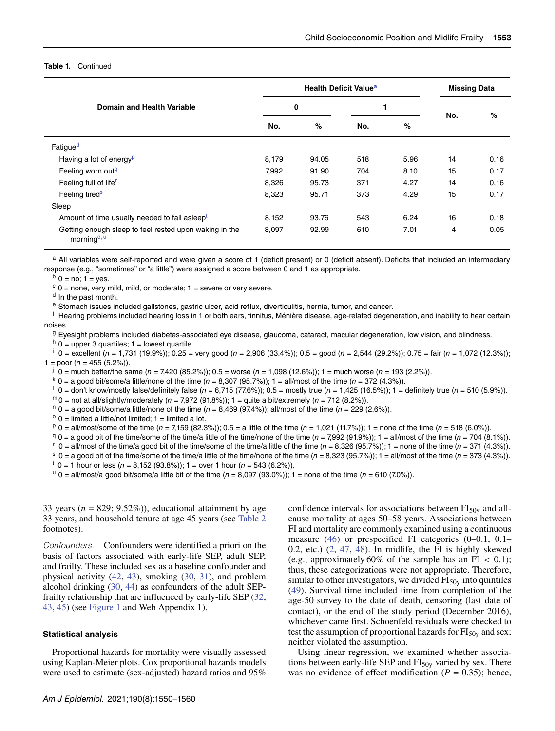**Table 1.** Continued

| Domain and Health Variable | Health Deficit Value[a] | | | | Missing Data | |
|---|---|---|---|---|---|---|
| | 0 | | 1 | | No. | % |
| | No. | % | No. | % | | |
| Fatigue[d] | | | | | | |
| Having a lot of energy[p] | 8,179 | 94.05 | 518 | 5.96 | 14 | 0.16 |
| Feeling worn out[q] | 7,992 | 91.90 | 704 | 8.10 | 15 | 0.17 |
| Feeling full of life[r] | 8,326 | 95.73 | 371 | 4.27 | 14 | 0.16 |
| Feeling tired[s] | 8,323 | 95.71 | 373 | 4.29 | 15 | 0.17 |
| Sleep | | | | | | |
| Amount of time usually needed to fall asleep[t] | 8,152 | 93.76 | 543 | 6.24 | 16 | 0.18 |
| Getting enough sleep to feel rested upon waking in the morning[d,u] | 8,097 | 92.99 | 610 | 7.01 | 4 | 0.05 |

[a] All variables were self-reported and were given a score of 1 (deficit present) or 0 (deficit absent). Deficits that included an intermediary response (e.g., "sometimes" or "a little") were assigned a score between 0 and 1 as appropriate.

[b] 0 = no; 1 = yes.

[c] 0 = none, very mild, mild, or moderate; 1 = severe or very severe.

[d] In the past month.

[e] Stomach issues included gallstones, gastric ulcer, acid reflux, diverticulitis, hernia, tumor, and cancer.

[f] Hearing problems included hearing loss in 1 or both ears, tinnitus, Ménière disease, age-related degeneration, and inability to hear certain noises.

[g] Eyesight problems included diabetes-associated eye disease, glaucoma, cataract, macular degeneration, low vision, and blindness.

[h] 0 = upper 3 quartiles; 1 = lowest quartile.

[i] 0 = excellent (*n* = 1,731 (19.9%)); 0.25 = very good (*n* = 2,906 (33.4%)); 0.5 = good (*n* = 2,544 (29.2%)); 0.75 = fair (*n* = 1,072 (12.3%)); 1 = poor (*n* = 455 (5.2%)).

[j] 0 = much better/the same (*n* = 7,420 (85.2%)); 0.5 = worse (*n* = 1,098 (12.6%)); 1 = much worse (*n* = 193 (2.2%)).

[k] 0 = a good bit/some/a little/none of the time (*n* = 8,307 (95.7%)); 1 = all/most of the time (*n* = 372 (4.3%)).

[l] 0 = don't know/mostly false/definitely false (*n* = 6,715 (77.6%)); 0.5 = mostly true (*n* = 1,425 (16.5%)); 1 = definitely true (*n* = 510 (5.9%)).

[m] 0 = not at all/slightly/moderately (*n* = 7,972 (91.8%)); 1 = quite a bit/extremely (*n* = 712 (8.2%)).

[n] 0 = a good bit/some/a little/none of the time (*n* = 8,469 (97.4%)); all/most of the time (*n* = 229 (2.6%)).

[o] 0 = limited a little/not limited; 1 = limited a lot.

[p] 0 = all/most/some of the time (*n* = 7,159 (82.3%)); 0.5 = a little of the time (*n* = 1,021 (11.7%)); 1 = none of the time (*n* = 518 (6.0%)).

[q] 0 = a good bit of the time/some of the time/a little of the time/none of the time (*n* = 7,992 (91.9%)); 1 = all/most of the time (*n* = 704 (8.1%)).

[r] 0 = all/most of the time/a good bit of the time/some of the time/a little of the time (*n* = 8,326 (95.7%)); 1 = none of the time (*n* = 371 (4.3%)).

[s] 0 = a good bit of the time/some of the time/a little of the time/none of the time (*n* = 8,323 (95.7%)); 1 = all/most of the time (*n* = 373 (4.3%)).

[t] 0 = 1 hour or less (*n* = 8,152 (93.8%)); 1 = over 1 hour (*n* = 543 (6.2%)).

[u] 0 = all/most/a good bit/some/a little bit of the time (*n* = 8,097 (93.0%)); 1 = none of the time (*n* = 610 (7.0%)).

33 years (*n* = 829; 9.52%)), educational attainment by age 33 years, and household tenure at age 45 years (see Table 2 footnotes).

*Confounders.* Confounders were identified a priori on the basis of factors associated with early-life SEP, adult SEP, and frailty. These included sex as a baseline confounder and physical activity (42, 43), smoking (30, 31), and problem alcohol drinking (30, 44) as confounders of the adult SEP-frailty relationship that are influenced by early-life SEP (32, 43, 45) (see Figure 1 and Web Appendix 1).

### Statistical analysis

Proportional hazards for mortality were visually assessed using Kaplan-Meier plots. Cox proportional hazards models were used to estimate (sex-adjusted) hazard ratios and 95% confidence intervals for associations between $FI_{50y}$ and all-cause mortality at ages 50–58 years. Associations between FI and mortality are commonly examined using a continuous measure (46) or prespecified FI categories (0–0.1, 0.1–0.2, etc.) (2, 47, 48). In midlife, the FI is highly skewed (e.g., approximately 60% of the sample has an FI $< 0.1$); thus, these categorizations were not appropriate. Therefore, similar to other investigators, we divided $FI_{50y}$ into quintiles (49). Survival time included time from completion of the age-50 survey to the date of death, censoring (last date of contact), or the end of the study period (December 2016), whichever came first. Schoenfeld residuals were checked to test the assumption of proportional hazards for $FI_{50y}$ and sex; neither violated the assumption.

Using linear regression, we examined whether associations between early-life SEP and $FI_{50y}$ varied by sex. There was no evidence of effect modification ($P = 0.35$); hence,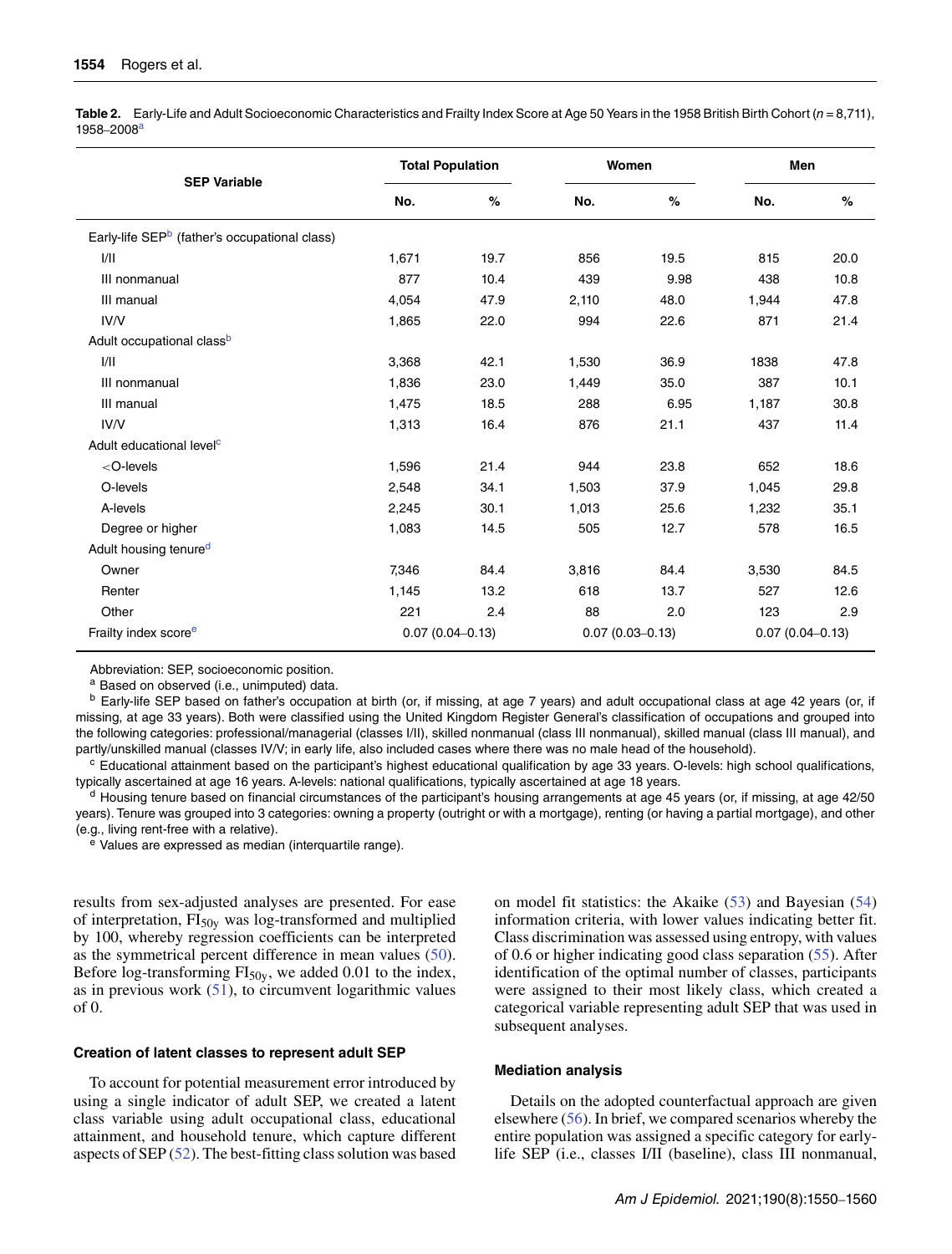**Table 2.** Early-Life and Adult Socioeconomic Characteristics and Frailty Index Score at Age 50 Years in the 1958 British Birth Cohort ($n = 8{,}711$), 1958–2008[a]

| SEP Variable | Total Population | | Women | | Men | |
|---|---|---|---|---|---|---|
| | No. | % | No. | % | No. | % |
| Early-life SEP[b] (father's occupational class) | | | | | | |
| I/II | 1,671 | 19.7 | 856 | 19.5 | 815 | 20.0 |
| III nonmanual | 877 | 10.4 | 439 | 9.98 | 438 | 10.8 |
| III manual | 4,054 | 47.9 | 2,110 | 48.0 | 1,944 | 47.8 |
| IV/V | 1,865 | 22.0 | 994 | 22.6 | 871 | 21.4 |
| Adult occupational class[b] | | | | | | |
| I/II | 3,368 | 42.1 | 1,530 | 36.9 | 1838 | 47.8 |
| III nonmanual | 1,836 | 23.0 | 1,449 | 35.0 | 387 | 10.1 |
| III manual | 1,475 | 18.5 | 288 | 6.95 | 1,187 | 30.8 |
| IV/V | 1,313 | 16.4 | 876 | 21.1 | 437 | 11.4 |
| Adult educational level[c] | | | | | | |
| <O-levels | 1,596 | 21.4 | 944 | 23.8 | 652 | 18.6 |
| O-levels | 2,548 | 34.1 | 1,503 | 37.9 | 1,045 | 29.8 |
| A-levels | 2,245 | 30.1 | 1,013 | 25.6 | 1,232 | 35.1 |
| Degree or higher | 1,083 | 14.5 | 505 | 12.7 | 578 | 16.5 |
| Adult housing tenure[d] | | | | | | |
| Owner | 7,346 | 84.4 | 3,816 | 84.4 | 3,530 | 84.5 |
| Renter | 1,145 | 13.2 | 618 | 13.7 | 527 | 12.6 |
| Other | 221 | 2.4 | 88 | 2.0 | 123 | 2.9 |
| Frailty index score[e] | 0.07 (0.04–0.13) | | 0.07 (0.03–0.13) | | 0.07 (0.04–0.13) | |

Abbreviation: SEP, socioeconomic position.

[a] Based on observed (i.e., unimputed) data.

[b] Early-life SEP based on father's occupation at birth (or, if missing, at age 7 years) and adult occupational class at age 42 years (or, if missing, at age 33 years). Both were classified using the United Kingdom Register General's classification of occupations and grouped into the following categories: professional/managerial (classes I/II), skilled nonmanual (class III nonmanual), skilled manual (class III manual), and partly/unskilled manual (classes IV/V; in early life, also included cases where there was no male head of the household).

[c] Educational attainment based on the participant's highest educational qualification by age 33 years. O-levels: high school qualifications, typically ascertained at age 16 years. A-levels: national qualifications, typically ascertained at age 18 years.

[d] Housing tenure based on financial circumstances of the participant's housing arrangements at age 45 years (or, if missing, at age 42/50 years). Tenure was grouped into 3 categories: owning a property (outright or with a mortgage), renting (or having a partial mortgage), and other (e.g., living rent-free with a relative).

[e] Values are expressed as median (interquartile range).

results from sex-adjusted analyses are presented. For ease of interpretation, $FI_{50y}$ was log-transformed and multiplied by 100, whereby regression coefficients can be interpreted as the symmetrical percent difference in mean values (50). Before log-transforming $FI_{50y}$, we added 0.01 to the index, as in previous work (51), to circumvent logarithmic values of 0.

### Creation of latent classes to represent adult SEP

To account for potential measurement error introduced by using a single indicator of adult SEP, we created a latent class variable using adult occupational class, educational attainment, and household tenure, which capture different aspects of SEP (52). The best-fitting class solution was based on model fit statistics: the Akaike (53) and Bayesian (54) information criteria, with lower values indicating better fit. Class discrimination was assessed using entropy, with values of 0.6 or higher indicating good class separation (55). After identification of the optimal number of classes, participants were assigned to their most likely class, which created a categorical variable representing adult SEP that was used in subsequent analyses.

### Mediation analysis

Details on the adopted counterfactual approach are given elsewhere (56). In brief, we compared scenarios whereby the entire population was assigned a specific category for early-life SEP (i.e., classes I/II (baseline), class III nonmanual,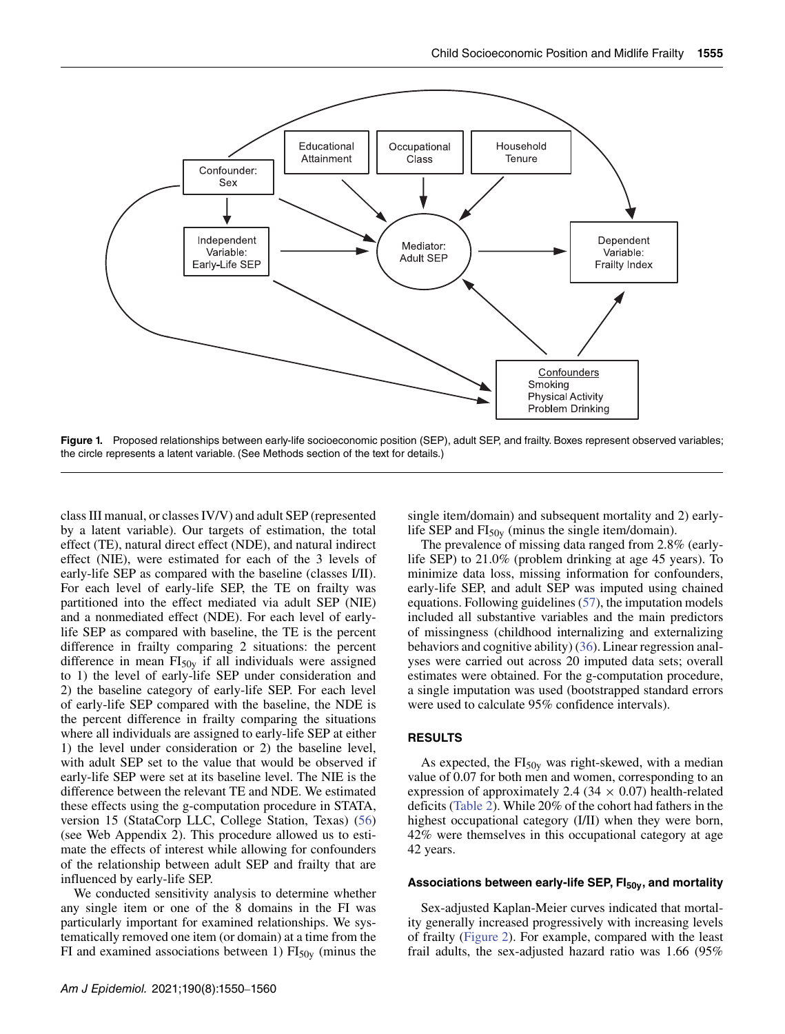**Figure 1.** Proposed relationships between early-life socioeconomic position (SEP), adult SEP, and frailty. Boxes represent observed variables; the circle represents a latent variable. (See Methods section of the text for details.)

class III manual, or classes IV/V) and adult SEP (represented by a latent variable). Our targets of estimation, the total effect (TE), natural direct effect (NDE), and natural indirect effect (NIE), were estimated for each of the 3 levels of early-life SEP as compared with the baseline (classes I/II). For each level of early-life SEP, the TE on frailty was partitioned into the effect mediated via adult SEP (NIE) and a nonmediated effect (NDE). For each level of early-life SEP as compared with baseline, the TE is the percent difference in frailty comparing 2 situations: the percent difference in mean $FI_{50y}$ if all individuals were assigned to 1) the level of early-life SEP under consideration and 2) the baseline category of early-life SEP. For each level of early-life SEP compared with the baseline, the NDE is the percent difference in frailty comparing the situations where all individuals are assigned to early-life SEP at either 1) the level under consideration or 2) the baseline level, with adult SEP set to the value that would be observed if early-life SEP were set at its baseline level. The NIE is the difference between the relevant TE and NDE. We estimated these effects using the g-computation procedure in STATA, version 15 (StataCorp LLC, College Station, Texas) (56) (see Web Appendix 2). This procedure allowed us to estimate the effects of interest while allowing for confounders of the relationship between adult SEP and frailty that are influenced by early-life SEP.

We conducted sensitivity analysis to determine whether any single item or one of the 8 domains in the FI was particularly important for examined relationships. We systematically removed one item (or domain) at a time from the FI and examined associations between 1) $FI_{50y}$ (minus the single item/domain) and subsequent mortality and 2) early-life SEP and $FI_{50y}$ (minus the single item/domain).

The prevalence of missing data ranged from 2.8% (early-life SEP) to 21.0% (problem drinking at age 45 years). To minimize data loss, missing information for confounders, early-life SEP, and adult SEP was imputed using chained equations. Following guidelines (57), the imputation models included all substantive variables and the main predictors of missingness (childhood internalizing and externalizing behaviors and cognitive ability) (36). Linear regression analyses were carried out across 20 imputed data sets; overall estimates were obtained. For the g-computation procedure, a single imputation was used (bootstrapped standard errors were used to calculate 95% confidence intervals).

## RESULTS

As expected, the $FI_{50y}$ was right-skewed, with a median value of 0.07 for both men and women, corresponding to an expression of approximately 2.4 ($34 \times 0.07$) health-related deficits (Table 2). While 20% of the cohort had fathers in the highest occupational category (I/II) when they were born, 42% were themselves in this occupational category at age 42 years.

### Associations between early-life SEP, $FI_{50y}$, and mortality

Sex-adjusted Kaplan-Meier curves indicated that mortality generally increased progressively with increasing levels of frailty (Figure 2). For example, compared with the least frail adults, the sex-adjusted hazard ratio was 1.66 (95%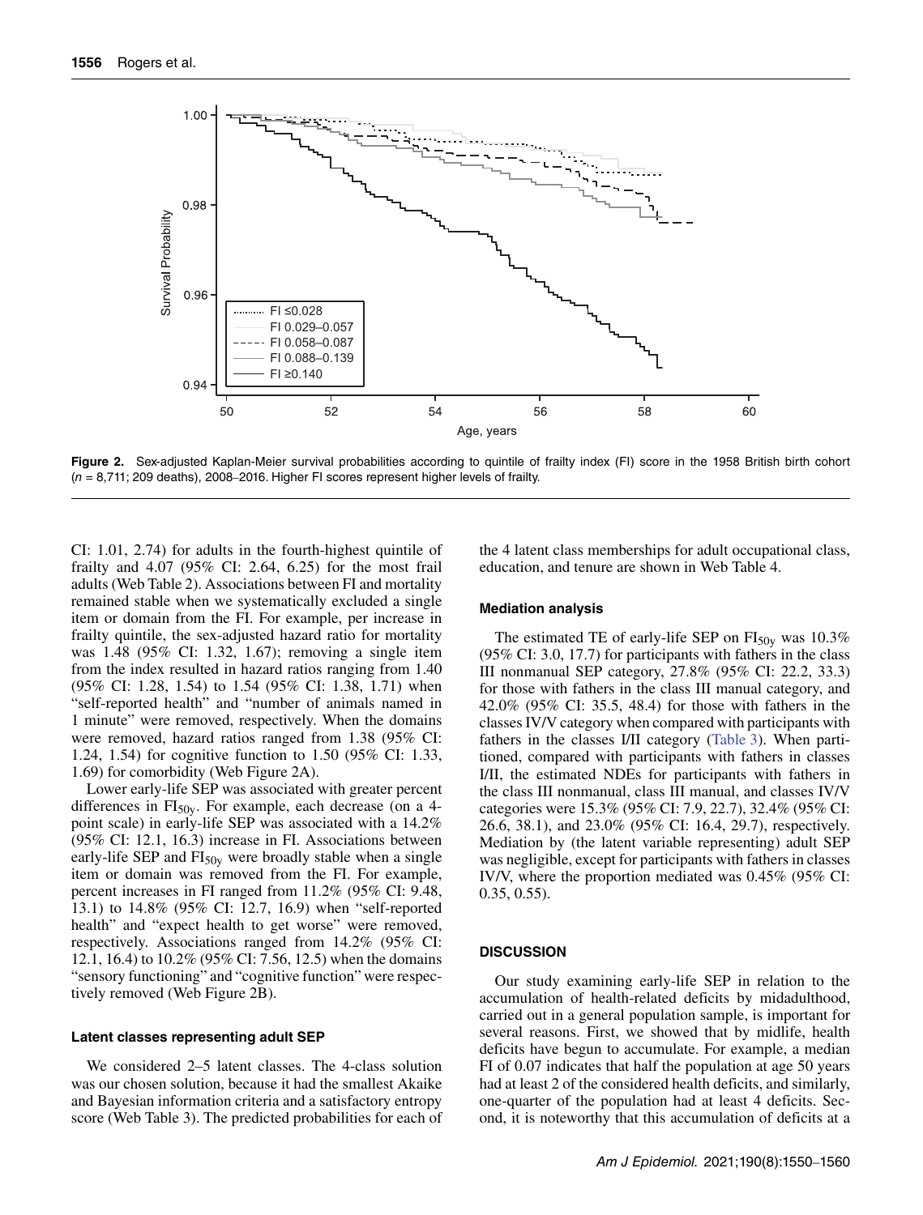Figure 2. Sex-adjusted Kaplan-Meier survival probabilities according to quintile of frailty index (FI) score in the 1958 British birth cohort ($n$ = 8,711; 209 deaths), 2008–2016. Higher FI scores represent higher levels of frailty.

CI: 1.01, 2.74) for adults in the fourth-highest quintile of frailty and 4.07 (95% CI: 2.64, 6.25) for the most frail adults (Web Table 2). Associations between FI and mortality remained stable when we systematically excluded a single item or domain from the FI. For example, per increase in frailty quintile, the sex-adjusted hazard ratio for mortality was 1.48 (95% CI: 1.32, 1.67); removing a single item from the index resulted in hazard ratios ranging from 1.40 (95% CI: 1.28, 1.54) to 1.54 (95% CI: 1.38, 1.71) when "self-reported health" and "number of animals named in 1 minute" were removed, respectively. When the domains were removed, hazard ratios ranged from 1.38 (95% CI: 1.24, 1.54) for cognitive function to 1.50 (95% CI: 1.33, 1.69) for comorbidity (Web Figure 2A).

Lower early-life SEP was associated with greater percent differences in $FI_{50y}$. For example, each decrease (on a 4-point scale) in early-life SEP was associated with a 14.2% (95% CI: 12.1, 16.3) increase in FI. Associations between early-life SEP and $FI_{50y}$ were broadly stable when a single item or domain was removed from the FI. For example, percent increases in FI ranged from 11.2% (95% CI: 9.48, 13.1) to 14.8% (95% CI: 12.7, 16.9) when "self-reported health" and "expect health to get worse" were removed, respectively. Associations ranged from 14.2% (95% CI: 12.1, 16.4) to 10.2% (95% CI: 7.56, 12.5) when the domains "sensory functioning" and "cognitive function" were respectively removed (Web Figure 2B).

#### Latent classes representing adult SEP

We considered 2–5 latent classes. The 4-class solution was our chosen solution, because it had the smallest Akaike and Bayesian information criteria and a satisfactory entropy score (Web Table 3). The predicted probabilities for each of the 4 latent class memberships for adult occupational class, education, and tenure are shown in Web Table 4.

#### Mediation analysis

The estimated TE of early-life SEP on $FI_{50y}$ was 10.3% (95% CI: 3.0, 17.7) for participants with fathers in the class III nonmanual SEP category, 27.8% (95% CI: 22.2, 33.3) for those with fathers in the class III manual category, and 42.0% (95% CI: 35.5, 48.4) for those with fathers in the classes IV/V category when compared with participants with fathers in the classes I/II category (Table 3). When partitioned, compared with participants with fathers in classes I/II, the estimated NDEs for participants with fathers in the class III nonmanual, class III manual, and classes IV/V categories were 15.3% (95% CI: 7.9, 22.7), 32.4% (95% CI: 26.6, 38.1), and 23.0% (95% CI: 16.4, 29.7), respectively. Mediation by (the latent variable representing) adult SEP was negligible, except for participants with fathers in classes IV/V, where the proportion mediated was 0.45% (95% CI: 0.35, 0.55).

### DISCUSSION

Our study examining early-life SEP in relation to the accumulation of health-related deficits by midadulthood, carried out in a general population sample, is important for several reasons. First, we showed that by midlife, health deficits have begun to accumulate. For example, a median FI of 0.07 indicates that half the population at age 50 years had at least 2 of the considered health deficits, and similarly, one-quarter of the population had at least 4 deficits. Second, it is noteworthy that this accumulation of deficits at a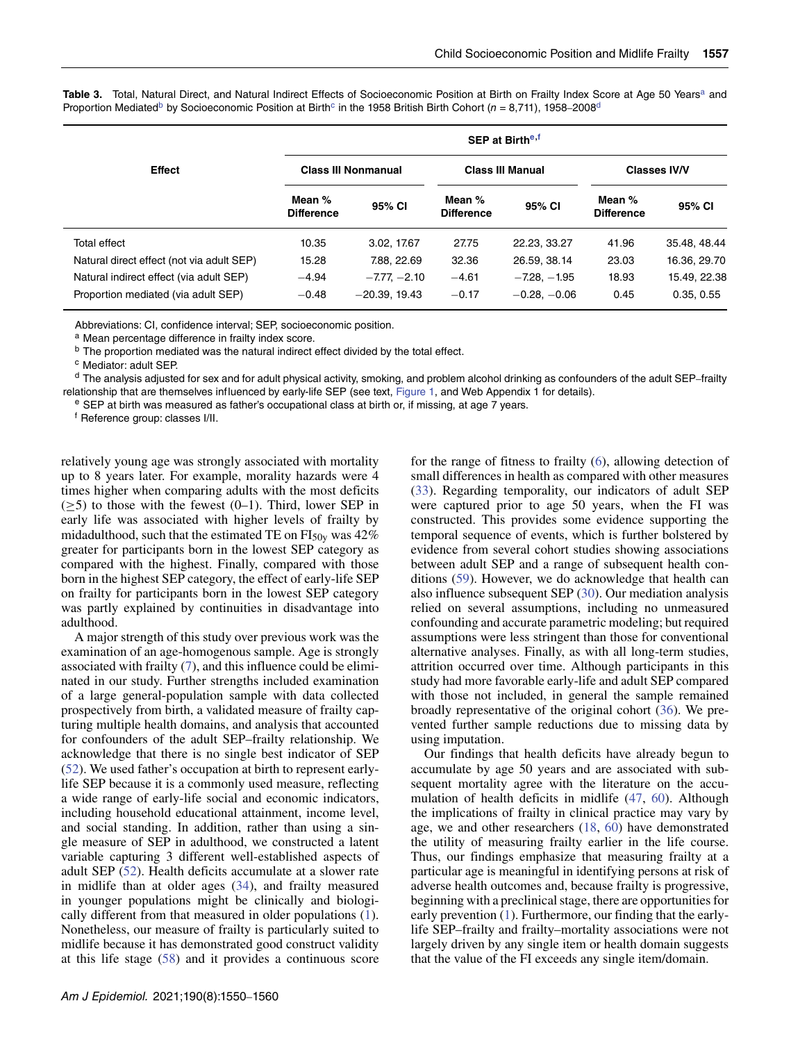**Table 3.** Total, Natural Direct, and Natural Indirect Effects of Socioeconomic Position at Birth on Frailty Index Score at Age 50 Years[a] and Proportion Mediated[b] by Socioeconomic Position at Birth[c] in the 1958 British Birth Cohort ($n$ = 8,711), 1958–2008[d]

| Effect | SEP at Birth[e,f] | | | | | |
|---|---|---|---|---|---|---|
| | Class III Nonmanual | | Class III Manual | | Classes IV/V | |
| | Mean % Difference | 95% CI | Mean % Difference | 95% CI | Mean % Difference | 95% CI |
| Total effect | 10.35 | 3.02, 17.67 | 27.75 | 22.23, 33.27 | 41.96 | 35.48, 48.44 |
| Natural direct effect (not via adult SEP) | 15.28 | 7.88, 22.69 | 32.36 | 26.59, 38.14 | 23.03 | 16.36, 29.70 |
| Natural indirect effect (via adult SEP) | −4.94 | −7.77, −2.10 | −4.61 | −7.28, −1.95 | 18.93 | 15.49, 22.38 |
| Proportion mediated (via adult SEP) | −0.48 | −20.39, 19.43 | −0.17 | −0.28, −0.06 | 0.45 | 0.35, 0.55 |

Abbreviations: CI, confidence interval; SEP, socioeconomic position.

[a] Mean percentage difference in frailty index score.

[b] The proportion mediated was the natural indirect effect divided by the total effect.

[c] Mediator: adult SEP.

[d] The analysis adjusted for sex and for adult physical activity, smoking, and problem alcohol drinking as confounders of the adult SEP–frailty relationship that are themselves influenced by early-life SEP (see text, Figure 1, and Web Appendix 1 for details).

[e] SEP at birth was measured as father's occupational class at birth or, if missing, at age 7 years.

[f] Reference group: classes I/II.

relatively young age was strongly associated with mortality up to 8 years later. For example, morality hazards were 4 times higher when comparing adults with the most deficits ($\geq$5) to those with the fewest (0–1). Third, lower SEP in early life was associated with higher levels of frailty by midadulthood, such that the estimated TE on $FI_{50y}$ was 42% greater for participants born in the lowest SEP category as compared with the highest. Finally, compared with those born in the highest SEP category, the effect of early-life SEP on frailty for participants born in the lowest SEP category was partly explained by continuities in disadvantage into adulthood.

A major strength of this study over previous work was the examination of an age-homogenous sample. Age is strongly associated with frailty (7), and this influence could be eliminated in our study. Further strengths included examination of a large general-population sample with data collected prospectively from birth, a validated measure of frailty capturing multiple health domains, and analysis that accounted for confounders of the adult SEP–frailty relationship. We acknowledge that there is no single best indicator of SEP (52). We used father's occupation at birth to represent early-life SEP because it is a commonly used measure, reflecting a wide range of early-life social and economic indicators, including household educational attainment, income level, and social standing. In addition, rather than using a single measure of SEP in adulthood, we constructed a latent variable capturing 3 different well-established aspects of adult SEP (52). Health deficits accumulate at a slower rate in midlife than at older ages (34), and frailty measured in younger populations might be clinically and biologically different from that measured in older populations (1). Nonetheless, our measure of frailty is particularly suited to midlife because it has demonstrated good construct validity at this life stage (58) and it provides a continuous score for the range of fitness to frailty (6), allowing detection of small differences in health as compared with other measures (33). Regarding temporality, our indicators of adult SEP were captured prior to age 50 years, when the FI was constructed. This provides some evidence supporting the temporal sequence of events, which is further bolstered by evidence from several cohort studies showing associations between adult SEP and a range of subsequent health conditions (59). However, we do acknowledge that health can also influence subsequent SEP (30). Our mediation analysis relied on several assumptions, including no unmeasured confounding and accurate parametric modeling; but required assumptions were less stringent than those for conventional alternative analyses. Finally, as with all long-term studies, attrition occurred over time. Although participants in this study had more favorable early-life and adult SEP compared with those not included, in general the sample remained broadly representative of the original cohort (36). We prevented further sample reductions due to missing data by using imputation.

Our findings that health deficits have already begun to accumulate by age 50 years and are associated with subsequent mortality agree with the literature on the accumulation of health deficits in midlife (47, 60). Although the implications of frailty in clinical practice may vary by age, we and other researchers (18, 60) have demonstrated the utility of measuring frailty earlier in the life course. Thus, our findings emphasize that measuring frailty at a particular age is meaningful in identifying persons at risk of adverse health outcomes and, because frailty is progressive, beginning with a preclinical stage, there are opportunities for early prevention (1). Furthermore, our finding that the early-life SEP–frailty and frailty–mortality associations were not largely driven by any single item or health domain suggests that the value of the FI exceeds any single item/domain.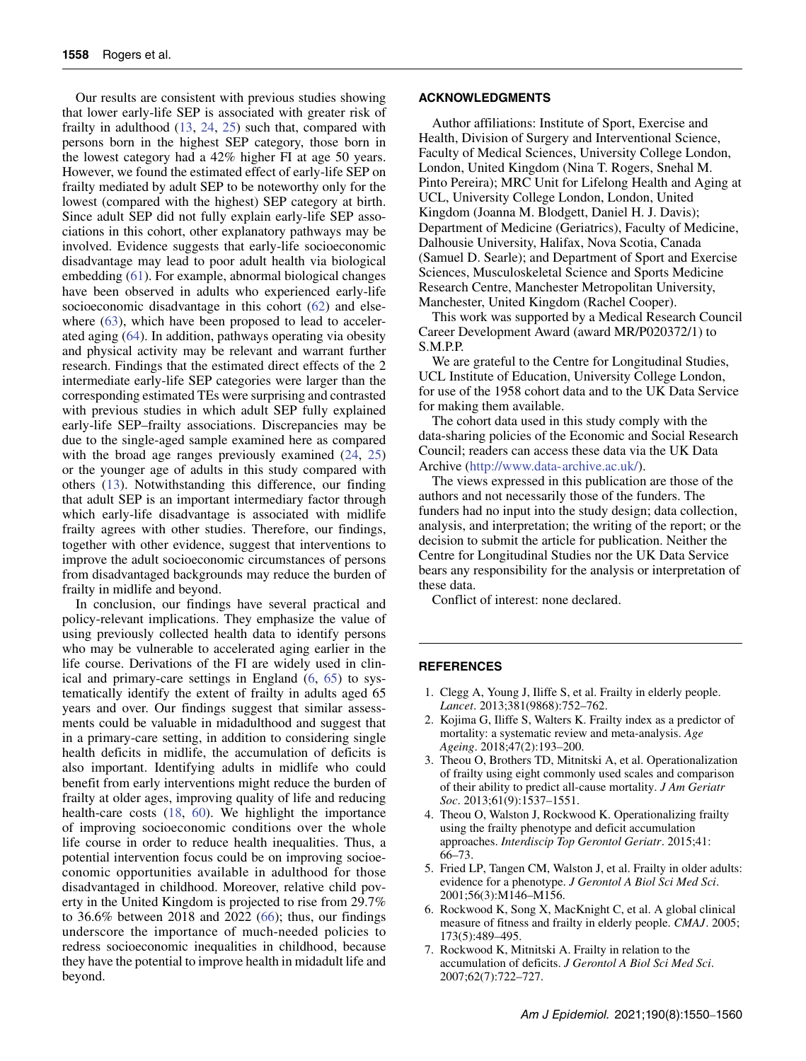Our results are consistent with previous studies showing that lower early-life SEP is associated with greater risk of frailty in adulthood (13, 24, 25) such that, compared with persons born in the highest SEP category, those born in the lowest category had a 42% higher FI at age 50 years. However, we found the estimated effect of early-life SEP on frailty mediated by adult SEP to be noteworthy only for the lowest (compared with the highest) SEP category at birth. Since adult SEP did not fully explain early-life SEP associations in this cohort, other explanatory pathways may be involved. Evidence suggests that early-life socioeconomic disadvantage may lead to poor adult health via biological embedding (61). For example, abnormal biological changes have been observed in adults who experienced early-life socioeconomic disadvantage in this cohort (62) and elsewhere (63), which have been proposed to lead to accelerated aging (64). In addition, pathways operating via obesity and physical activity may be relevant and warrant further research. Findings that the estimated direct effects of the 2 intermediate early-life SEP categories were larger than the corresponding estimated TEs were surprising and contrasted with previous studies in which adult SEP fully explained early-life SEP–frailty associations. Discrepancies may be due to the single-aged sample examined here as compared with the broad age ranges previously examined (24, 25) or the younger age of adults in this study compared with others (13). Notwithstanding this difference, our finding that adult SEP is an important intermediary factor through which early-life disadvantage is associated with midlife frailty agrees with other studies. Therefore, our findings, together with other evidence, suggest that interventions to improve the adult socioeconomic circumstances of persons from disadvantaged backgrounds may reduce the burden of frailty in midlife and beyond.

In conclusion, our findings have several practical and policy-relevant implications. They emphasize the value of using previously collected health data to identify persons who may be vulnerable to accelerated aging earlier in the life course. Derivations of the FI are widely used in clinical and primary-care settings in England (6, 65) to systematically identify the extent of frailty in adults aged 65 years and over. Our findings suggest that similar assessments could be valuable in midadulthood and suggest that in a primary-care setting, in addition to considering single health deficits in midlife, the accumulation of deficits is also important. Identifying adults in midlife who could benefit from early interventions might reduce the burden of frailty at older ages, improving quality of life and reducing health-care costs (18, 60). We highlight the importance of improving socioeconomic conditions over the whole life course in order to reduce health inequalities. Thus, a potential intervention focus could be on improving socioeconomic opportunities available in adulthood for those disadvantaged in childhood. Moreover, relative child poverty in the United Kingdom is projected to rise from 29.7% to 36.6% between 2018 and 2022 (66); thus, our findings underscore the importance of much-needed policies to redress socioeconomic inequalities in childhood, because they have the potential to improve health in midadult life and beyond.

## ACKNOWLEDGMENTS

Author affiliations: Institute of Sport, Exercise and Health, Division of Surgery and Interventional Science, Faculty of Medical Sciences, University College London, London, United Kingdom (Nina T. Rogers, Snehal M. Pinto Pereira); MRC Unit for Lifelong Health and Aging at UCL, University College London, London, United Kingdom (Joanna M. Blodgett, Daniel H. J. Davis); Department of Medicine (Geriatrics), Faculty of Medicine, Dalhousie University, Halifax, Nova Scotia, Canada (Samuel D. Searle); and Department of Sport and Exercise Sciences, Musculoskeletal Science and Sports Medicine Research Centre, Manchester Metropolitan University, Manchester, United Kingdom (Rachel Cooper).

This work was supported by a Medical Research Council Career Development Award (award MR/P020372/1) to S.M.P.P.

We are grateful to the Centre for Longitudinal Studies, UCL Institute of Education, University College London, for use of the 1958 cohort data and to the UK Data Service for making them available.

The cohort data used in this study comply with the data-sharing policies of the Economic and Social Research Council; readers can access these data via the UK Data Archive (http://www.data-archive.ac.uk/).

The views expressed in this publication are those of the authors and not necessarily those of the funders. The funders had no input into the study design; data collection, analysis, and interpretation; the writing of the report; or the decision to submit the article for publication. Neither the Centre for Longitudinal Studies nor the UK Data Service bears any responsibility for the analysis or interpretation of these data.

Conflict of interest: none declared.

## REFERENCES

1. Clegg A, Young J, Iliffe S, et al. Frailty in elderly people. *Lancet*. 2013;381(9868):752–762.
2. Kojima G, Iliffe S, Walters K. Frailty index as a predictor of mortality: a systematic review and meta-analysis. *Age Ageing*. 2018;47(2):193–200.
3. Theou O, Brothers TD, Mitnitski A, et al. Operationalization of frailty using eight commonly used scales and comparison of their ability to predict all-cause mortality. *J Am Geriatr Soc*. 2013;61(9):1537–1551.
4. Theou O, Walston J, Rockwood K. Operationalizing frailty using the frailty phenotype and deficit accumulation approaches. *Interdiscip Top Gerontol Geriatr*. 2015;41: 66–73.
5. Fried LP, Tangen CM, Walston J, et al. Frailty in older adults: evidence for a phenotype. *J Gerontol A Biol Sci Med Sci*. 2001;56(3):M146–M156.
6. Rockwood K, Song X, MacKnight C, et al. A global clinical measure of fitness and frailty in elderly people. *CMAJ*. 2005; 173(5):489–495.
7. Rockwood K, Mitnitski A. Frailty in relation to the accumulation of deficits. *J Gerontol A Biol Sci Med Sci*. 2007;62(7):722–727.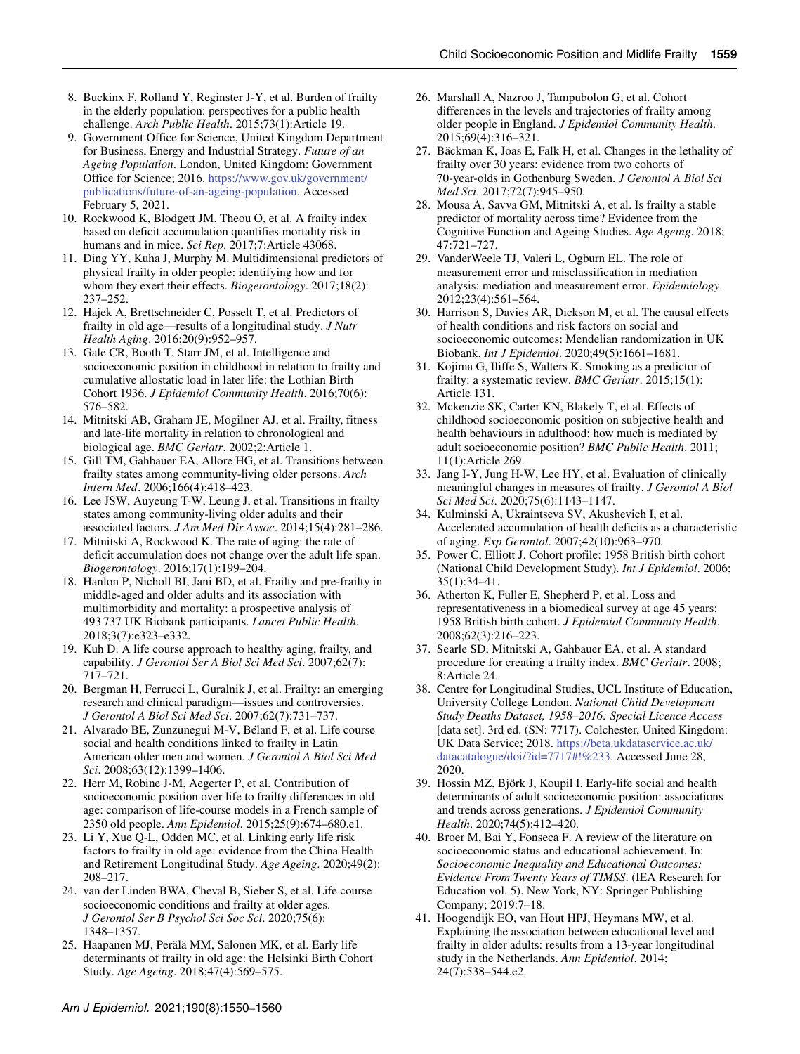8. Buckinx F, Rolland Y, Reginster J-Y, et al. Burden of frailty in the elderly population: perspectives for a public health challenge. *Arch Public Health*. 2015;73(1):Article 19.
9. Government Office for Science, United Kingdom Department for Business, Energy and Industrial Strategy. *Future of an Ageing Population*. London, United Kingdom: Government Office for Science; 2016. https://www.gov.uk/government/publications/future-of-an-ageing-population. Accessed February 5, 2021.
10. Rockwood K, Blodgett JM, Theou O, et al. A frailty index based on deficit accumulation quantifies mortality risk in humans and in mice. *Sci Rep*. 2017;7:Article 43068.
11. Ding YY, Kuha J, Murphy M. Multidimensional predictors of physical frailty in older people: identifying how and for whom they exert their effects. *Biogerontology*. 2017;18(2): 237–252.
12. Hajek A, Brettschneider C, Posselt T, et al. Predictors of frailty in old age—results of a longitudinal study. *J Nutr Health Aging*. 2016;20(9):952–957.
13. Gale CR, Booth T, Starr JM, et al. Intelligence and socioeconomic position in childhood in relation to frailty and cumulative allostatic load in later life: the Lothian Birth Cohort 1936. *J Epidemiol Community Health*. 2016;70(6): 576–582.
14. Mitnitski AB, Graham JE, Mogilner AJ, et al. Frailty, fitness and late-life mortality in relation to chronological and biological age. *BMC Geriatr*. 2002;2:Article 1.
15. Gill TM, Gahbauer EA, Allore HG, et al. Transitions between frailty states among community-living older persons. *Arch Intern Med*. 2006;166(4):418–423.
16. Lee JSW, Auyeung T-W, Leung J, et al. Transitions in frailty states among community-living older adults and their associated factors. *J Am Med Dir Assoc*. 2014;15(4):281–286.
17. Mitnitski A, Rockwood K. The rate of aging: the rate of deficit accumulation does not change over the adult life span. *Biogerontology*. 2016;17(1):199–204.
18. Hanlon P, Nicholl BI, Jani BD, et al. Frailty and pre-frailty in middle-aged and older adults and its association with multimorbidity and mortality: a prospective analysis of 493 737 UK Biobank participants. *Lancet Public Health*. 2018;3(7):e323–e332.
19. Kuh D. A life course approach to healthy aging, frailty, and capability. *J Gerontol Ser A Biol Sci Med Sci*. 2007;62(7): 717–721.
20. Bergman H, Ferrucci L, Guralnik J, et al. Frailty: an emerging research and clinical paradigm—issues and controversies. *J Gerontol A Biol Sci Med Sci*. 2007;62(7):731–737.
21. Alvarado BE, Zunzunegui M-V, Béland F, et al. Life course social and health conditions linked to frailty in Latin American older men and women. *J Gerontol A Biol Sci Med Sci*. 2008;63(12):1399–1406.
22. Herr M, Robine J-M, Aegerter P, et al. Contribution of socioeconomic position over life to frailty differences in old age: comparison of life-course models in a French sample of 2350 old people. *Ann Epidemiol*. 2015;25(9):674–680.e1.
23. Li Y, Xue Q-L, Odden MC, et al. Linking early life risk factors to frailty in old age: evidence from the China Health and Retirement Longitudinal Study. *Age Ageing*. 2020;49(2): 208–217.
24. van der Linden BWA, Cheval B, Sieber S, et al. Life course socioeconomic conditions and frailty at older ages. *J Gerontol Ser B Psychol Sci Soc Sci*. 2020;75(6): 1348–1357.
25. Haapanen MJ, Perälä MM, Salonen MK, et al. Early life determinants of frailty in old age: the Helsinki Birth Cohort Study. *Age Ageing*. 2018;47(4):569–575.
26. Marshall A, Nazroo J, Tampubolon G, et al. Cohort differences in the levels and trajectories of frailty among older people in England. *J Epidemiol Community Health*. 2015;69(4):316–321.
27. Bäckman K, Joas E, Falk H, et al. Changes in the lethality of frailty over 30 years: evidence from two cohorts of 70-year-olds in Gothenburg Sweden. *J Gerontol A Biol Sci Med Sci*. 2017;72(7):945–950.
28. Mousa A, Savva GM, Mitnitski A, et al. Is frailty a stable predictor of mortality across time? Evidence from the Cognitive Function and Ageing Studies. *Age Ageing*. 2018; 47:721–727.
29. VanderWeele TJ, Valeri L, Ogburn EL. The role of measurement error and misclassification in mediation analysis: mediation and measurement error. *Epidemiology*. 2012;23(4):561–564.
30. Harrison S, Davies AR, Dickson M, et al. The causal effects of health conditions and risk factors on social and socioeconomic outcomes: Mendelian randomization in UK Biobank. *Int J Epidemiol*. 2020;49(5):1661–1681.
31. Kojima G, Iliffe S, Walters K. Smoking as a predictor of frailty: a systematic review. *BMC Geriatr*. 2015;15(1): Article 131.
32. Mckenzie SK, Carter KN, Blakely T, et al. Effects of childhood socioeconomic position on subjective health and health behaviours in adulthood: how much is mediated by adult socioeconomic position? *BMC Public Health*. 2011; 11(1):Article 269.
33. Jang I-Y, Jung H-W, Lee HY, et al. Evaluation of clinically meaningful changes in measures of frailty. *J Gerontol A Biol Sci Med Sci*. 2020;75(6):1143–1147.
34. Kulminski A, Ukraintseva SV, Akushevich I, et al. Accelerated accumulation of health deficits as a characteristic of aging. *Exp Gerontol*. 2007;42(10):963–970.
35. Power C, Elliott J. Cohort profile: 1958 British birth cohort (National Child Development Study). *Int J Epidemiol*. 2006; 35(1):34–41.
36. Atherton K, Fuller E, Shepherd P, et al. Loss and representativeness in a biomedical survey at age 45 years: 1958 British birth cohort. *J Epidemiol Community Health*. 2008;62(3):216–223.
37. Searle SD, Mitnitski A, Gahbauer EA, et al. A standard procedure for creating a frailty index. *BMC Geriatr*. 2008; 8:Article 24.
38. Centre for Longitudinal Studies, UCL Institute of Education, University College London. *National Child Development Study Deaths Dataset, 1958–2016: Special Licence Access* [data set]. 3rd ed. (SN: 7717). Colchester, United Kingdom: UK Data Service; 2018. https://beta.ukdataservice.ac.uk/datacatalogue/doi/?id=7717#!%233. Accessed June 28, 2020.
39. Hossin MZ, Björk J, Koupil I. Early-life social and health determinants of adult socioeconomic position: associations and trends across generations. *J Epidemiol Community Health*. 2020;74(5):412–420.
40. Broer M, Bai Y, Fonseca F. A review of the literature on socioeconomic status and educational achievement. In: *Socioeconomic Inequality and Educational Outcomes: Evidence From Twenty Years of TIMSS*. (IEA Research for Education vol. 5). New York, NY: Springer Publishing Company; 2019:7–18.
41. Hoogendijk EO, van Hout HPJ, Heymans MW, et al. Explaining the association between educational level and frailty in older adults: results from a 13-year longitudinal study in the Netherlands. *Ann Epidemiol*. 2014; 24(7):538–544.e2.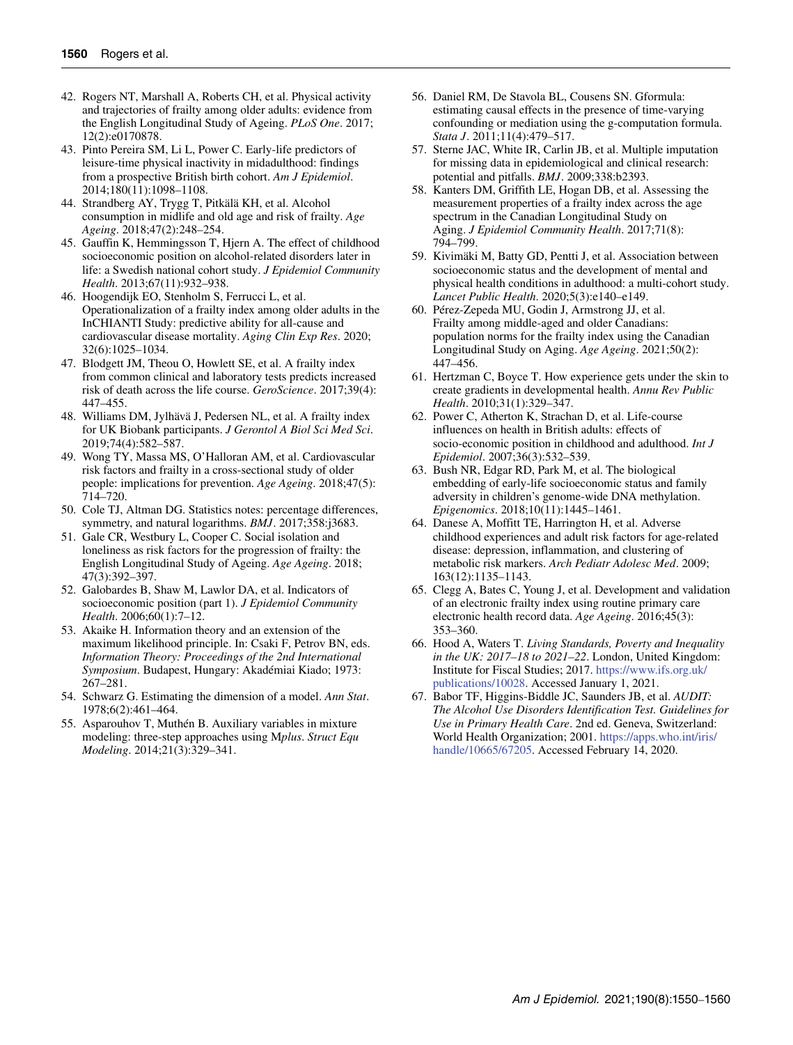42. Rogers NT, Marshall A, Roberts CH, et al. Physical activity and trajectories of frailty among older adults: evidence from the English Longitudinal Study of Ageing. *PLoS One*. 2017; 12(2):e0170878.
43. Pinto Pereira SM, Li L, Power C. Early-life predictors of leisure-time physical inactivity in midadulthood: findings from a prospective British birth cohort. *Am J Epidemiol*. 2014;180(11):1098–1108.
44. Strandberg AY, Trygg T, Pitkälä KH, et al. Alcohol consumption in midlife and old age and risk of frailty. *Age Ageing*. 2018;47(2):248–254.
45. Gauffin K, Hemmingsson T, Hjern A. The effect of childhood socioeconomic position on alcohol-related disorders later in life: a Swedish national cohort study. *J Epidemiol Community Health*. 2013;67(11):932–938.
46. Hoogendijk EO, Stenholm S, Ferrucci L, et al. Operationalization of a frailty index among older adults in the InCHIANTI Study: predictive ability for all-cause and cardiovascular disease mortality. *Aging Clin Exp Res*. 2020; 32(6):1025–1034.
47. Blodgett JM, Theou O, Howlett SE, et al. A frailty index from common clinical and laboratory tests predicts increased risk of death across the life course. *GeroScience*. 2017;39(4): 447–455.
48. Williams DM, Jylhävä J, Pedersen NL, et al. A frailty index for UK Biobank participants. *J Gerontol A Biol Sci Med Sci*. 2019;74(4):582–587.
49. Wong TY, Massa MS, O'Halloran AM, et al. Cardiovascular risk factors and frailty in a cross-sectional study of older people: implications for prevention. *Age Ageing*. 2018;47(5): 714–720.
50. Cole TJ, Altman DG. Statistics notes: percentage differences, symmetry, and natural logarithms. *BMJ*. 2017;358:j3683.
51. Gale CR, Westbury L, Cooper C. Social isolation and loneliness as risk factors for the progression of frailty: the English Longitudinal Study of Ageing. *Age Ageing*. 2018; 47(3):392–397.
52. Galobardes B, Shaw M, Lawlor DA, et al. Indicators of socioeconomic position (part 1). *J Epidemiol Community Health*. 2006;60(1):7–12.
53. Akaike H. Information theory and an extension of the maximum likelihood principle. In: Csaki F, Petrov BN, eds. *Information Theory: Proceedings of the 2nd International Symposium*. Budapest, Hungary: Akadémiai Kiado; 1973: 267–281.
54. Schwarz G. Estimating the dimension of a model. *Ann Stat*. 1978;6(2):461–464.
55. Asparouhov T, Muthén B. Auxiliary variables in mixture modeling: three-step approaches using M*plus*. *Struct Equ Modeling*. 2014;21(3):329–341.
56. Daniel RM, De Stavola BL, Cousens SN. Gformula: estimating causal effects in the presence of time-varying confounding or mediation using the g-computation formula. *Stata J*. 2011;11(4):479–517.
57. Sterne JAC, White IR, Carlin JB, et al. Multiple imputation for missing data in epidemiological and clinical research: potential and pitfalls. *BMJ*. 2009;338:b2393.
58. Kanters DM, Griffith LE, Hogan DB, et al. Assessing the measurement properties of a frailty index across the age spectrum in the Canadian Longitudinal Study on Aging. *J Epidemiol Community Health*. 2017;71(8): 794–799.
59. Kivimäki M, Batty GD, Pentti J, et al. Association between socioeconomic status and the development of mental and physical health conditions in adulthood: a multi-cohort study. *Lancet Public Health*. 2020;5(3):e140–e149.
60. Pérez-Zepeda MU, Godin J, Armstrong JJ, et al. Frailty among middle-aged and older Canadians: population norms for the frailty index using the Canadian Longitudinal Study on Aging. *Age Ageing*. 2021;50(2): 447–456.
61. Hertzman C, Boyce T. How experience gets under the skin to create gradients in developmental health. *Annu Rev Public Health*. 2010;31(1):329–347.
62. Power C, Atherton K, Strachan D, et al. Life-course influences on health in British adults: effects of socio-economic position in childhood and adulthood. *Int J Epidemiol*. 2007;36(3):532–539.
63. Bush NR, Edgar RD, Park M, et al. The biological embedding of early-life socioeconomic status and family adversity in children's genome-wide DNA methylation. *Epigenomics*. 2018;10(11):1445–1461.
64. Danese A, Moffitt TE, Harrington H, et al. Adverse childhood experiences and adult risk factors for age-related disease: depression, inflammation, and clustering of metabolic risk markers. *Arch Pediatr Adolesc Med*. 2009; 163(12):1135–1143.
65. Clegg A, Bates C, Young J, et al. Development and validation of an electronic frailty index using routine primary care electronic health record data. *Age Ageing*. 2016;45(3): 353–360.
66. Hood A, Waters T. *Living Standards, Poverty and Inequality in the UK: 2017–18 to 2021–22*. London, United Kingdom: Institute for Fiscal Studies; 2017. https://www.ifs.org.uk/publications/10028. Accessed January 1, 2021.
67. Babor TF, Higgins-Biddle JC, Saunders JB, et al. *AUDIT: The Alcohol Use Disorders Identification Test. Guidelines for Use in Primary Health Care*. 2nd ed. Geneva, Switzerland: World Health Organization; 2001. https://apps.who.int/iris/handle/10665/67205. Accessed February 14, 2020.